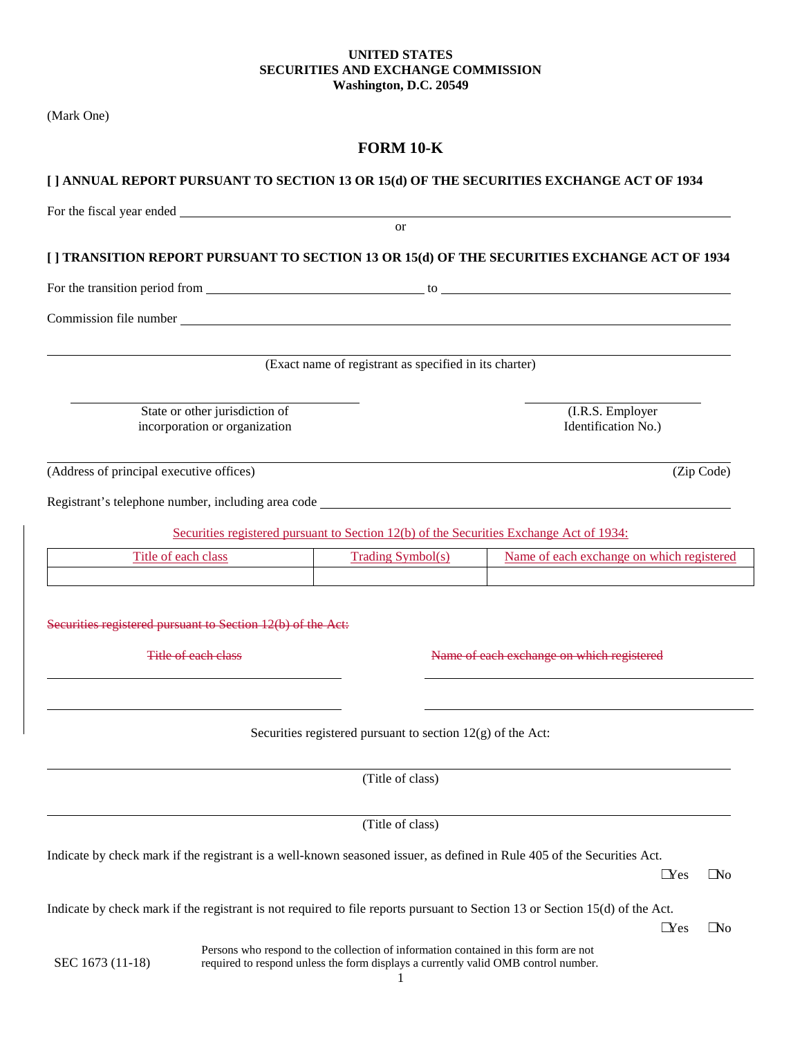**UNITED STATES**
**SECURITIES AND EXCHANGE COMMISSION**
**Washington, D.C. 20549**

(Mark One)

# FORM 10-K

**[ ] ANNUAL REPORT PURSUANT TO SECTION 13 OR 15(d) OF THE SECURITIES EXCHANGE ACT OF 1934**

For the fiscal year ended ______________________________

or

**[ ] TRANSITION REPORT PURSUANT TO SECTION 13 OR 15(d) OF THE SECURITIES EXCHANGE ACT OF 1934**

For the transition period from ____________________ to ____________________

Commission file number ______________________________

______________________________
(Exact name of registrant as specified in its charter)

| ______________________________ | ______________________________ |
|---|---|
| State or other jurisdiction of incorporation or organization | (I.R.S. Employer Identification No.) |

______________________________
(Address of principal executive offices) (Zip Code)

Registrant's telephone number, including area code ______________________________

Securities registered pursuant to Section 12(b) of the Securities Exchange Act of 1934:

| Title of each class | Trading Symbol(s) | Name of each exchange on which registered |
|---|---|---|
| | | |

~~Securities registered pursuant to Section 12(b) of the Act:~~

| ~~Title of each class~~ | ~~Name of each exchange on which registered~~ |
|---|---|
| | |
| | |

Securities registered pursuant to section 12(g) of the Act:

______________________________
(Title of class)

______________________________
(Title of class)

Indicate by check mark if the registrant is a well-known seasoned issuer, as defined in Rule 405 of the Securities Act.

☐Yes ☐No

Indicate by check mark if the registrant is not required to file reports pursuant to Section 13 or Section 15(d) of the Act.

☐Yes ☐No

SEC 1673 (11-18)

Persons who respond to the collection of information contained in this form are not required to respond unless the form displays a currently valid OMB control number.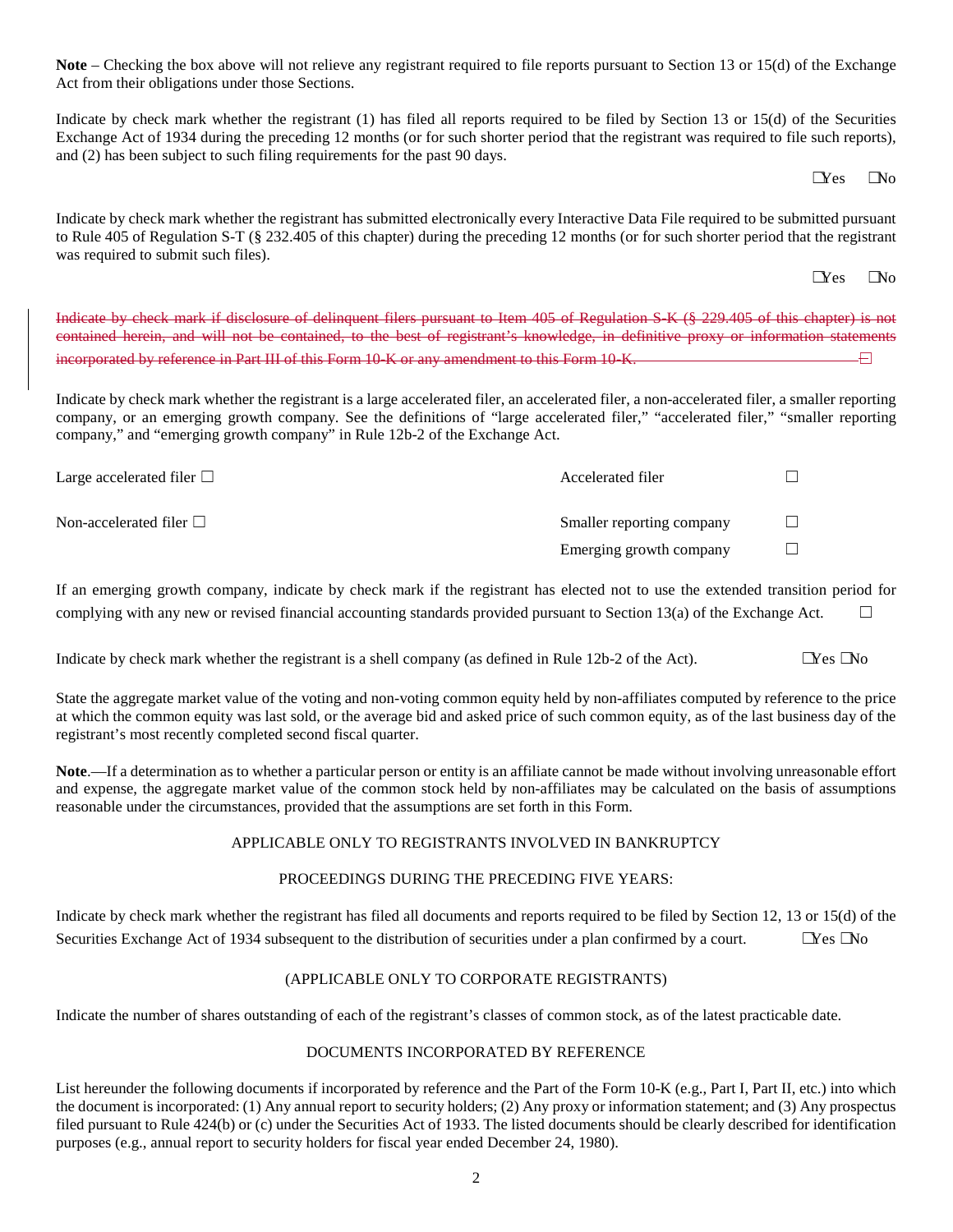**Note** – Checking the box above will not relieve any registrant required to file reports pursuant to Section 13 or 15(d) of the Exchange Act from their obligations under those Sections.

Indicate by check mark whether the registrant (1) has filed all reports required to be filed by Section 13 or 15(d) of the Securities Exchange Act of 1934 during the preceding 12 months (or for such shorter period that the registrant was required to file such reports), and (2) has been subject to such filing requirements for the past 90 days.

☐Yes ☐No

Indicate by check mark whether the registrant has submitted electronically every Interactive Data File required to be submitted pursuant to Rule 405 of Regulation S-T (§ 232.405 of this chapter) during the preceding 12 months (or for such shorter period that the registrant was required to submit such files).

☐Yes ☐No

~~Indicate by check mark if disclosure of delinquent filers pursuant to Item 405 of Regulation S-K (§ 229.405 of this chapter) is not contained herein, and will not be contained, to the best of registrant's knowledge, in definitive proxy or information statements incorporated by reference in Part III of this Form 10-K or any amendment to this Form 10-K.~~ ~~☐~~

Indicate by check mark whether the registrant is a large accelerated filer, an accelerated filer, a non-accelerated filer, a smaller reporting company, or an emerging growth company. See the definitions of "large accelerated filer," "accelerated filer," "smaller reporting company," and "emerging growth company" in Rule 12b-2 of the Exchange Act.

| | | | |
|---|---|---|---|
| Large accelerated filer ☐ | | Accelerated filer | ☐ |
| Non-accelerated filer ☐ | | Smaller reporting company | ☐ |
| | | Emerging growth company | ☐ |

If an emerging growth company, indicate by check mark if the registrant has elected not to use the extended transition period for complying with any new or revised financial accounting standards provided pursuant to Section 13(a) of the Exchange Act. ☐

Indicate by check mark whether the registrant is a shell company (as defined in Rule 12b-2 of the Act). ☐Yes ☐No

State the aggregate market value of the voting and non-voting common equity held by non-affiliates computed by reference to the price at which the common equity was last sold, or the average bid and asked price of such common equity, as of the last business day of the registrant's most recently completed second fiscal quarter.

**Note**.—If a determination as to whether a particular person or entity is an affiliate cannot be made without involving unreasonable effort and expense, the aggregate market value of the common stock held by non-affiliates may be calculated on the basis of assumptions reasonable under the circumstances, provided that the assumptions are set forth in this Form.

APPLICABLE ONLY TO REGISTRANTS INVOLVED IN BANKRUPTCY

PROCEEDINGS DURING THE PRECEDING FIVE YEARS:

Indicate by check mark whether the registrant has filed all documents and reports required to be filed by Section 12, 13 or 15(d) of the Securities Exchange Act of 1934 subsequent to the distribution of securities under a plan confirmed by a court. ☐Yes ☐No

(APPLICABLE ONLY TO CORPORATE REGISTRANTS)

Indicate the number of shares outstanding of each of the registrant's classes of common stock, as of the latest practicable date.

DOCUMENTS INCORPORATED BY REFERENCE

List hereunder the following documents if incorporated by reference and the Part of the Form 10-K (e.g., Part I, Part II, etc.) into which the document is incorporated: (1) Any annual report to security holders; (2) Any proxy or information statement; and (3) Any prospectus filed pursuant to Rule 424(b) or (c) under the Securities Act of 1933. The listed documents should be clearly described for identification purposes (e.g., annual report to security holders for fiscal year ended December 24, 1980).